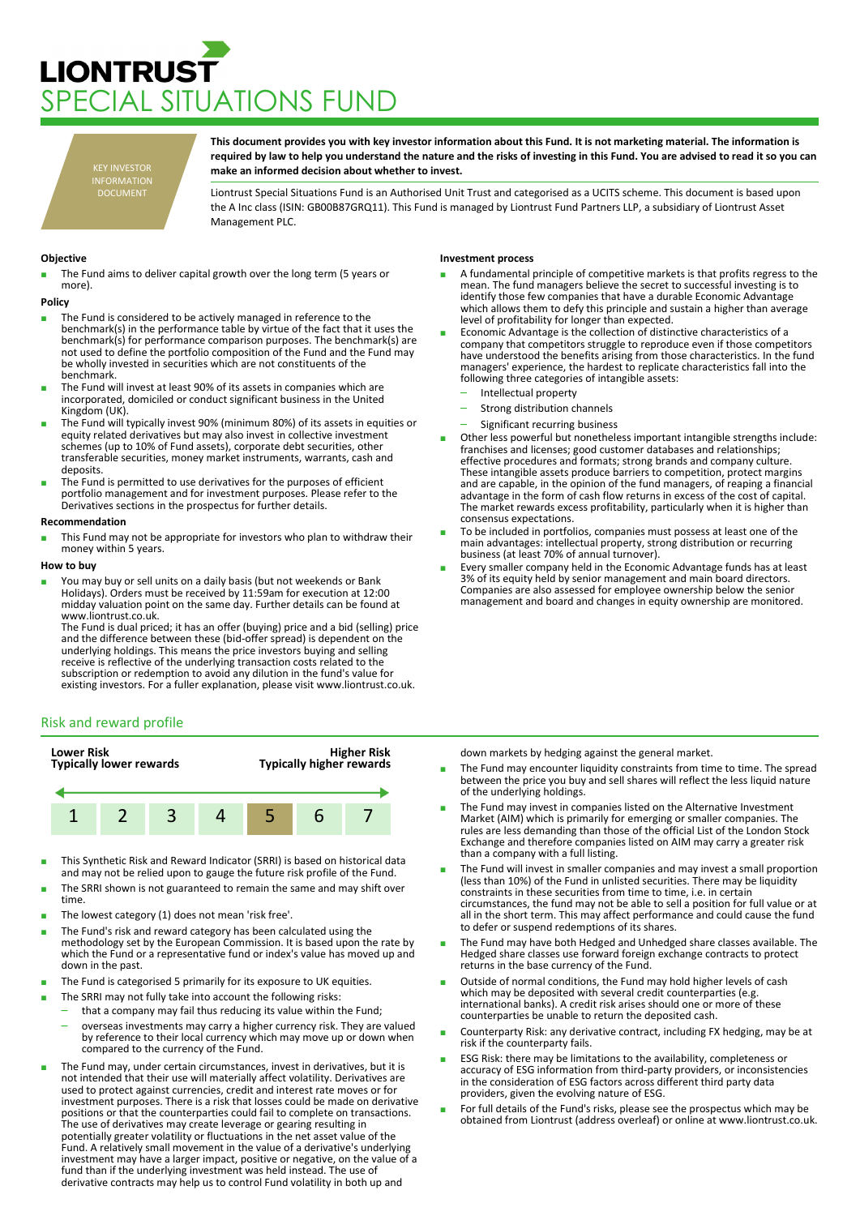# LIONTRUST
# SPECIAL SITUATIONS FUND

KEY INVESTOR INFORMATION DOCUMENT

**This document provides you with key investor information about this Fund. It is not marketing material. The information is required by law to help you understand the nature and the risks of investing in this Fund. You are advised to read it so you can make an informed decision about whether to invest.**

Liontrust Special Situations Fund is an Authorised Unit Trust and categorised as a UCITS scheme. This document is based upon the A Inc class (ISIN: GB00B87GRQ11). This Fund is managed by Liontrust Fund Partners LLP, a subsidiary of Liontrust Asset Management PLC.

### Objective

- The Fund aims to deliver capital growth over the long term (5 years or more).

### Policy

- The Fund is considered to be actively managed in reference to the benchmark(s) in the performance table by virtue of the fact that it uses the benchmark(s) for performance comparison purposes. The benchmark(s) are not used to define the portfolio composition of the Fund and the Fund may be wholly invested in securities which are not constituents of the benchmark.
- The Fund will invest at least 90% of its assets in companies which are incorporated, domiciled or conduct significant business in the United Kingdom (UK).
- The Fund will typically invest 90% (minimum 80%) of its assets in equities or equity related derivatives but may also invest in collective investment schemes (up to 10% of Fund assets), corporate debt securities, other transferable securities, money market instruments, warrants, cash and deposits.
- The Fund is permitted to use derivatives for the purposes of efficient portfolio management and for investment purposes. Please refer to the Derivatives sections in the prospectus for further details.

### Recommendation

- This Fund may not be appropriate for investors who plan to withdraw their money within 5 years.

### How to buy

- You may buy or sell units on a daily basis (but not weekends or Bank Holidays). Orders must be received by 11:59am for execution at 12:00 midday valuation point on the same day. Further details can be found at www.liontrust.co.uk.
  The Fund is dual priced; it has an offer (buying) price and a bid (selling) price and the difference between these (bid-offer spread) is dependent on the underlying holdings. This means the price investors buying and selling receive is reflective of the underlying transaction costs related to the subscription or redemption to avoid any dilution in the fund's value for existing investors. For a fuller explanation, please visit www.liontrust.co.uk.

### Investment process

- A fundamental principle of competitive markets is that profits regress to the mean. The fund managers believe the secret to successful investing is to identify those few companies that have a durable Economic Advantage which allows them to defy this principle and sustain a higher than average level of profitability for longer than expected.
- Economic Advantage is the collection of distinctive characteristics of a company that competitors struggle to reproduce even if those competitors have understood the benefits arising from those characteristics. In the fund managers' experience, the hardest to replicate characteristics fall into the following three categories of intangible assets:
  - Intellectual property
  - Strong distribution channels
  - Significant recurring business
- Other less powerful but nonetheless important intangible strengths include: franchises and licenses; good customer databases and relationships; effective procedures and formats; strong brands and company culture. These intangible assets produce barriers to competition, protect margins and are capable, in the opinion of the fund managers, of reaping a financial advantage in the form of cash flow returns in excess of the cost of capital. The market rewards excess profitability, particularly when it is higher than consensus expectations.
- To be included in portfolios, companies must possess at least one of the main advantages: intellectual property, strong distribution or recurring business (at least 70% of annual turnover).
- Every smaller company held in the Economic Advantage funds has at least 3% of its equity held by senior management and main board directors. Companies are also assessed for employee ownership below the senior management and board and changes in equity ownership are monitored.

## Risk and reward profile

| **Lower Risk**<br>**Typically lower rewards** | | | | | | **Higher Risk**<br>**Typically higher rewards** |
|---|---|---|---|---|---|---|
| 1 | 2 | 3 | 4 | **5** | 6 | 7 |

- This Synthetic Risk and Reward Indicator (SRRI) is based on historical data and may not be relied upon to gauge the future risk profile of the Fund.
- The SRRI shown is not guaranteed to remain the same and may shift over time.
- The lowest category (1) does not mean 'risk free'.
- The Fund's risk and reward category has been calculated using the methodology set by the European Commission. It is based upon the rate by which the Fund or a representative fund or index's value has moved up and down in the past.
- The Fund is categorised 5 primarily for its exposure to UK equities.
- The SRRI may not fully take into account the following risks:
  - that a company may fail thus reducing its value within the Fund;
  - overseas investments may carry a higher currency risk. They are valued by reference to their local currency which may move up or down when compared to the currency of the Fund.
- The Fund may, under certain circumstances, invest in derivatives, but it is not intended that their use will materially affect volatility. Derivatives are used to protect against currencies, credit and interest rate moves or for investment purposes. There is a risk that losses could be made on derivative positions or that the counterparties could fail to complete on transactions. The use of derivatives may create leverage or gearing resulting in potentially greater volatility or fluctuations in the net asset value of the Fund. A relatively small movement in the value of a derivative's underlying investment may have a larger impact, positive or negative, on the value of a fund than if the underlying investment was held instead. The use of derivative contracts may help us to control Fund volatility in both up and down markets by hedging against the general market.
- The Fund may encounter liquidity constraints from time to time. The spread between the price you buy and sell shares will reflect the less liquid nature of the underlying holdings.
- The Fund may invest in companies listed on the Alternative Investment Market (AIM) which is primarily for emerging or smaller companies. The rules are less demanding than those of the official List of the London Stock Exchange and therefore companies listed on AIM may carry a greater risk than a company with a full listing.
- The Fund will invest in smaller companies and may invest a small proportion (less than 10%) of the Fund in unlisted securities. There may be liquidity constraints in these securities from time to time, i.e. in certain circumstances, the fund may not be able to sell a position for full value or at all in the short term. This may affect performance and could cause the fund to defer or suspend redemptions of its shares.
- The Fund may have both Hedged and Unhedged share classes available. The Hedged share classes use forward foreign exchange contracts to protect returns in the base currency of the Fund.
- Outside of normal conditions, the Fund may hold higher levels of cash which may be deposited with several credit counterparties (e.g. international banks). A credit risk arises should one or more of these counterparties be unable to return the deposited cash.
- Counterparty Risk: any derivative contract, including FX hedging, may be at risk if the counterparty fails.
- ESG Risk: there may be limitations to the availability, completeness or accuracy of ESG information from third-party providers, or inconsistencies in the consideration of ESG factors across different third party data providers, given the evolving nature of ESG.
- For full details of the Fund's risks, please see the prospectus which may be obtained from Liontrust (address overleaf) or online at www.liontrust.co.uk.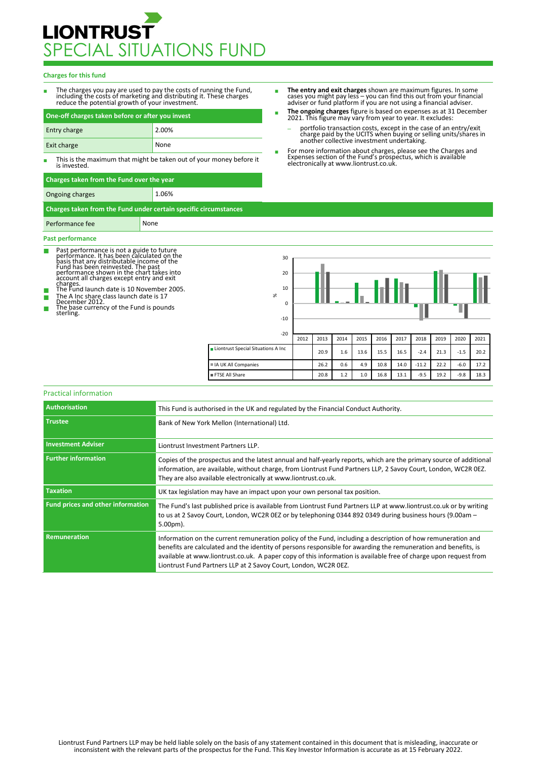# LIONTRUST

# SPECIAL SITUATIONS FUND

## Charges for this fund

- The charges you pay are used to pay the costs of running the Fund, including the costs of marketing and distributing it. These charges reduce the potential growth of your investment.

| One-off charges taken before or after you invest | |
|---|---|
| Entry charge | 2.00% |
| Exit charge | None |

- This is the maximum that might be taken out of your money before it is invested.

| Charges taken from the Fund over the year | |
|---|---|
| Ongoing charges | 1.06% |

| Charges taken from the Fund under certain specific circumstances | |
|---|---|
| Performance fee | None |

- **The entry and exit charges** shown are maximum figures. In some cases you might pay less – you can find this out from your financial adviser or fund platform if you are not using a financial adviser.
- **The ongoing charges** figure is based on expenses as at 31 December 2021. This figure may vary from year to year. It excludes:
  - portfolio transaction costs, except in the case of an entry/exit charge paid by the UCITS when buying or selling units/shares in another collective investment undertaking.
- For more information about charges, please see the Charges and Expenses section of the Fund's prospectus, which is available electronically at www.liontrust.co.uk.

## Past performance

- Past performance is not a guide to future performance. It has been calculated on the basis that any distributable income of the Fund has been reinvested. The past performance shown in the chart takes into account all charges except entry and exit charges.
- The Fund launch date is 10 November 2005.
- The A Inc share class launch date is 17 December 2012.
- The base currency of the Fund is pounds sterling.

30
20
10
0
-10
-20
%

| | 2012 | 2013 | 2014 | 2015 | 2016 | 2017 | 2018 | 2019 | 2020 | 2021 |
|---|---|---|---|---|---|---|---|---|---|---|
| Liontrust Special Situations A Inc | | 20.9 | 1.6 | 13.6 | 15.5 | 16.5 | -2.4 | 21.3 | -1.5 | 20.2 |
| IA UK All Companies | | 26.2 | 0.6 | 4.9 | 10.8 | 14.0 | -11.2 | 22.2 | -6.0 | 17.2 |
| FTSE All Share | | 20.8 | 1.2 | 1.0 | 16.8 | 13.1 | -9.5 | 19.2 | -9.8 | 18.3 |

## Practical information

| | |
|---|---|
| **Authorisation** | This Fund is authorised in the UK and regulated by the Financial Conduct Authority. |
| **Trustee** | Bank of New York Mellon (International) Ltd. |
| **Investment Adviser** | Liontrust Investment Partners LLP. |
| **Further information** | Copies of the prospectus and the latest annual and half-yearly reports, which are the primary source of additional information, are available, without charge, from Liontrust Fund Partners LLP, 2 Savoy Court, London, WC2R 0EZ. They are also available electronically at www.liontrust.co.uk. |
| **Taxation** | UK tax legislation may have an impact upon your own personal tax position. |
| **Fund prices and other information** | The Fund's last published price is available from Liontrust Fund Partners LLP at www.liontrust.co.uk or by writing to us at 2 Savoy Court, London, WC2R 0EZ or by telephoning 0344 892 0349 during business hours (9.00am – 5.00pm). |
| **Remuneration** | Information on the current remuneration policy of the Fund, including a description of how remuneration and benefits are calculated and the identity of persons responsible for awarding the remuneration and benefits, is available at www.liontrust.co.uk. A paper copy of this information is available free of charge upon request from Liontrust Fund Partners LLP at 2 Savoy Court, London, WC2R 0EZ. |

Liontrust Fund Partners LLP may be held liable solely on the basis of any statement contained in this document that is misleading, inaccurate or inconsistent with the relevant parts of the prospectus for the Fund. This Key Investor Information is accurate as at 15 February 2022.